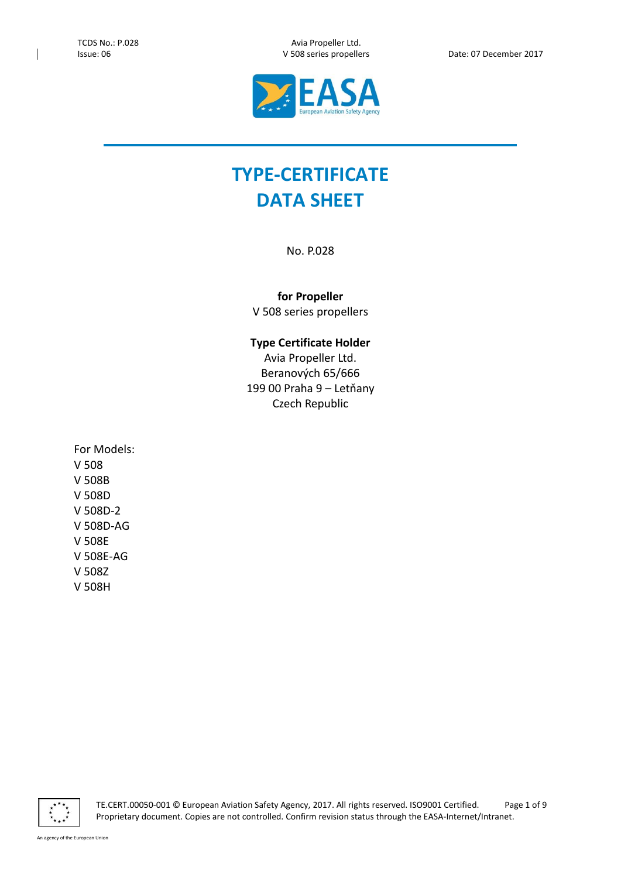# TYPE-CERTIFICATE DATA SHEET

No. P.028

**for Propeller**
V 508 series propellers

**Type Certificate Holder**
Avia Propeller Ltd.
Beranových 65/666
199 00 Praha 9 – Letňany
Czech Republic

For Models:
V 508
V 508B
V 508D
V 508D-2
V 508D-AG
V 508E
V 508E-AG
V 508Z
V 508H

TE.CERT.00050-001 © European Aviation Safety Agency, 2017. All rights reserved. ISO9001 Certified.
Proprietary document. Copies are not controlled. Confirm revision status through the EASA-Internet/Intranet.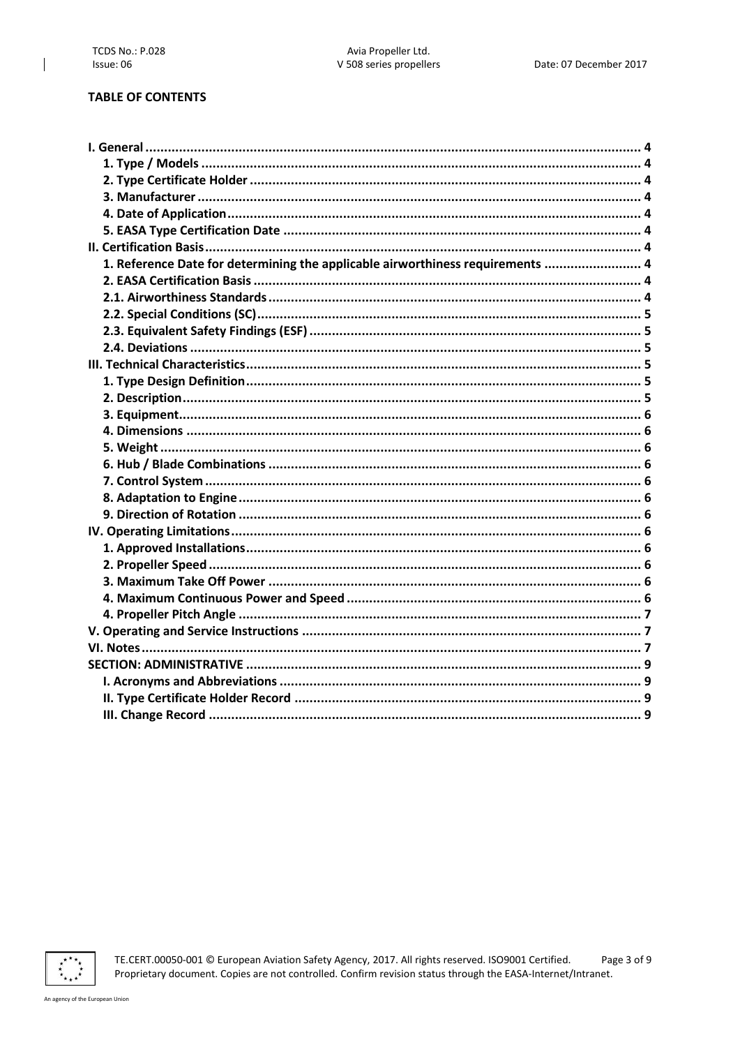## TABLE OF CONTENTS

- I. General ........ 4
  - 1. Type / Models ........ 4
  - 2. Type Certificate Holder ........ 4
  - 3. Manufacturer ........ 4
  - 4. Date of Application ........ 4
  - 5. EASA Type Certification Date ........ 4
- II. Certification Basis ........ 4
  - 1. Reference Date for determining the applicable airworthiness requirements ........ 4
  - 2. EASA Certification Basis ........ 4
  - 2.1. Airworthiness Standards ........ 4
  - 2.2. Special Conditions (SC) ........ 5
  - 2.3. Equivalent Safety Findings (ESF) ........ 5
  - 2.4. Deviations ........ 5
- III. Technical Characteristics ........ 5
  - 1. Type Design Definition ........ 5
  - 2. Description ........ 5
  - 3. Equipment ........ 6
  - 4. Dimensions ........ 6
  - 5. Weight ........ 6
  - 6. Hub / Blade Combinations ........ 6
  - 7. Control System ........ 6
  - 8. Adaptation to Engine ........ 6
  - 9. Direction of Rotation ........ 6
- IV. Operating Limitations ........ 6
  - 1. Approved Installations ........ 6
  - 2. Propeller Speed ........ 6
  - 3. Maximum Take Off Power ........ 6
  - 4. Maximum Continuous Power and Speed ........ 6
  - 4. Propeller Pitch Angle ........ 7
- V. Operating and Service Instructions ........ 7
- VI. Notes ........ 7
- SECTION: ADMINISTRATIVE ........ 9
  - I. Acronyms and Abbreviations ........ 9
  - II. Type Certificate Holder Record ........ 9
  - III. Change Record ........ 9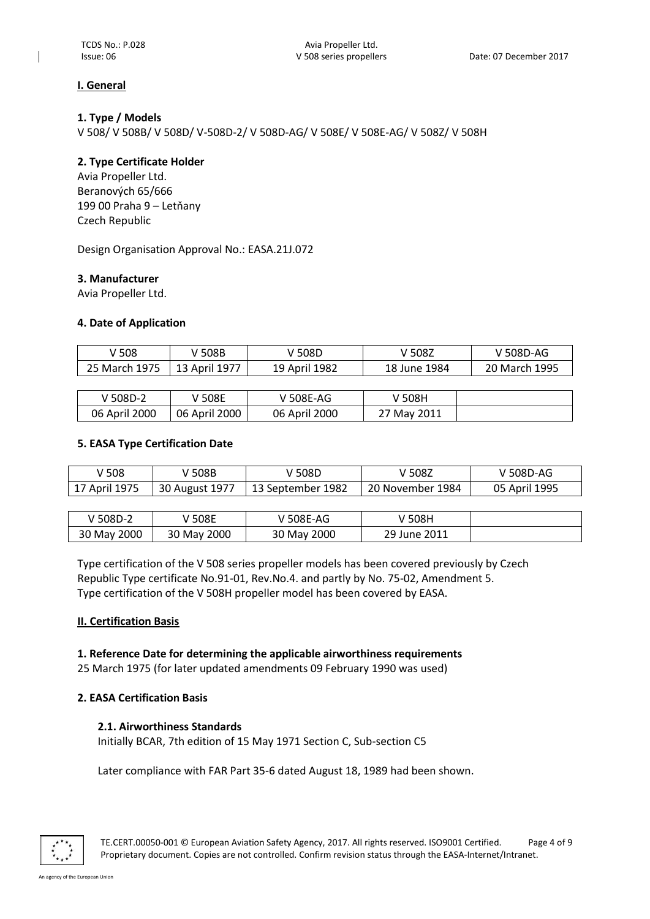## I. General

### 1. Type / Models

V 508/ V 508B/ V 508D/ V-508D-2/ V 508D-AG/ V 508E/ V 508E-AG/ V 508Z/ V 508H

### 2. Type Certificate Holder

Avia Propeller Ltd.
Beranových 65/666
199 00 Praha 9 – Letňany
Czech Republic

Design Organisation Approval No.: EASA.21J.072

### 3. Manufacturer

Avia Propeller Ltd.

### 4. Date of Application

| V 508 | V 508B | V 508D | V 508Z | V 508D-AG |
|---|---|---|---|---|
| 25 March 1975 | 13 April 1977 | 19 April 1982 | 18 June 1984 | 20 March 1995 |

| V 508D-2 | V 508E | V 508E-AG | V 508H | |
|---|---|---|---|---|
| 06 April 2000 | 06 April 2000 | 06 April 2000 | 27 May 2011 | |

### 5. EASA Type Certification Date

| V 508 | V 508B | V 508D | V 508Z | V 508D-AG |
|---|---|---|---|---|
| 17 April 1975 | 30 August 1977 | 13 September 1982 | 20 November 1984 | 05 April 1995 |

| V 508D-2 | V 508E | V 508E-AG | V 508H | |
|---|---|---|---|---|
| 30 May 2000 | 30 May 2000 | 30 May 2000 | 29 June 2011 | |

Type certification of the V 508 series propeller models has been covered previously by Czech Republic Type certificate No.91-01, Rev.No.4. and partly by No. 75-02, Amendment 5.
Type certification of the V 508H propeller model has been covered by EASA.

## II. Certification Basis

### 1. Reference Date for determining the applicable airworthiness requirements

25 March 1975 (for later updated amendments 09 February 1990 was used)

### 2. EASA Certification Basis

#### 2.1. Airworthiness Standards

Initially BCAR, 7th edition of 15 May 1971 Section C, Sub-section C5

Later compliance with FAR Part 35-6 dated August 18, 1989 had been shown.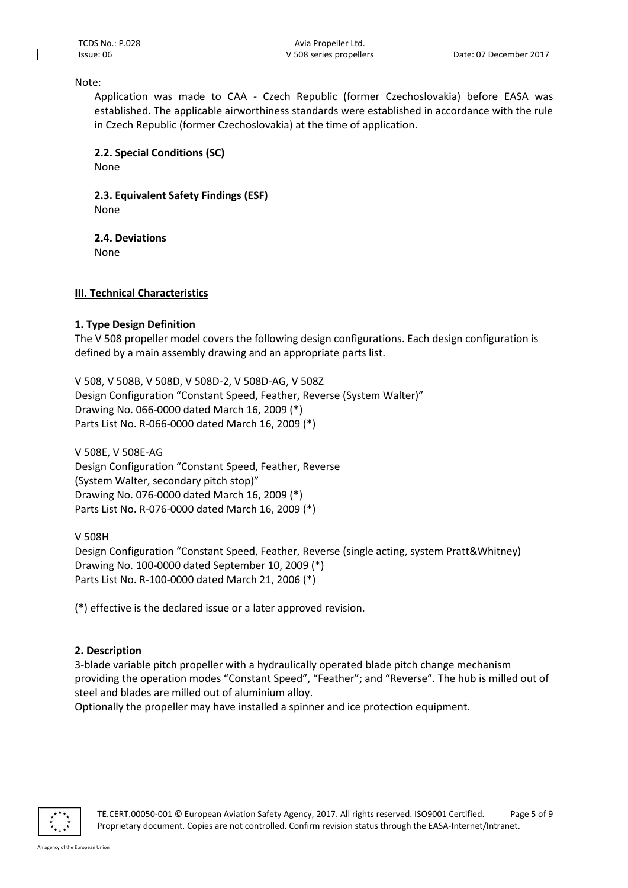Note:

Application was made to CAA - Czech Republic (former Czechoslovakia) before EASA was established. The applicable airworthiness standards were established in accordance with the rule in Czech Republic (former Czechoslovakia) at the time of application.

**2.2. Special Conditions (SC)**

None

**2.3. Equivalent Safety Findings (ESF)**

None

**2.4. Deviations**

None

## III. Technical Characteristics

### 1. Type Design Definition

The V 508 propeller model covers the following design configurations. Each design configuration is defined by a main assembly drawing and an appropriate parts list.

V 508, V 508B, V 508D, V 508D-2, V 508D-AG, V 508Z
Design Configuration "Constant Speed, Feather, Reverse (System Walter)"
Drawing No. 066-0000 dated March 16, 2009 (*)
Parts List No. R-066-0000 dated March 16, 2009 (*)

V 508E, V 508E-AG
Design Configuration "Constant Speed, Feather, Reverse
(System Walter, secondary pitch stop)"
Drawing No. 076-0000 dated March 16, 2009 (*)
Parts List No. R-076-0000 dated March 16, 2009 (*)

V 508H
Design Configuration "Constant Speed, Feather, Reverse (single acting, system Pratt&Whitney)
Drawing No. 100-0000 dated September 10, 2009 (*)
Parts List No. R-100-0000 dated March 21, 2006 (*)

(*) effective is the declared issue or a later approved revision.

### 2. Description

3-blade variable pitch propeller with a hydraulically operated blade pitch change mechanism providing the operation modes "Constant Speed", "Feather"; and "Reverse". The hub is milled out of steel and blades are milled out of aluminium alloy.
Optionally the propeller may have installed a spinner and ice protection equipment.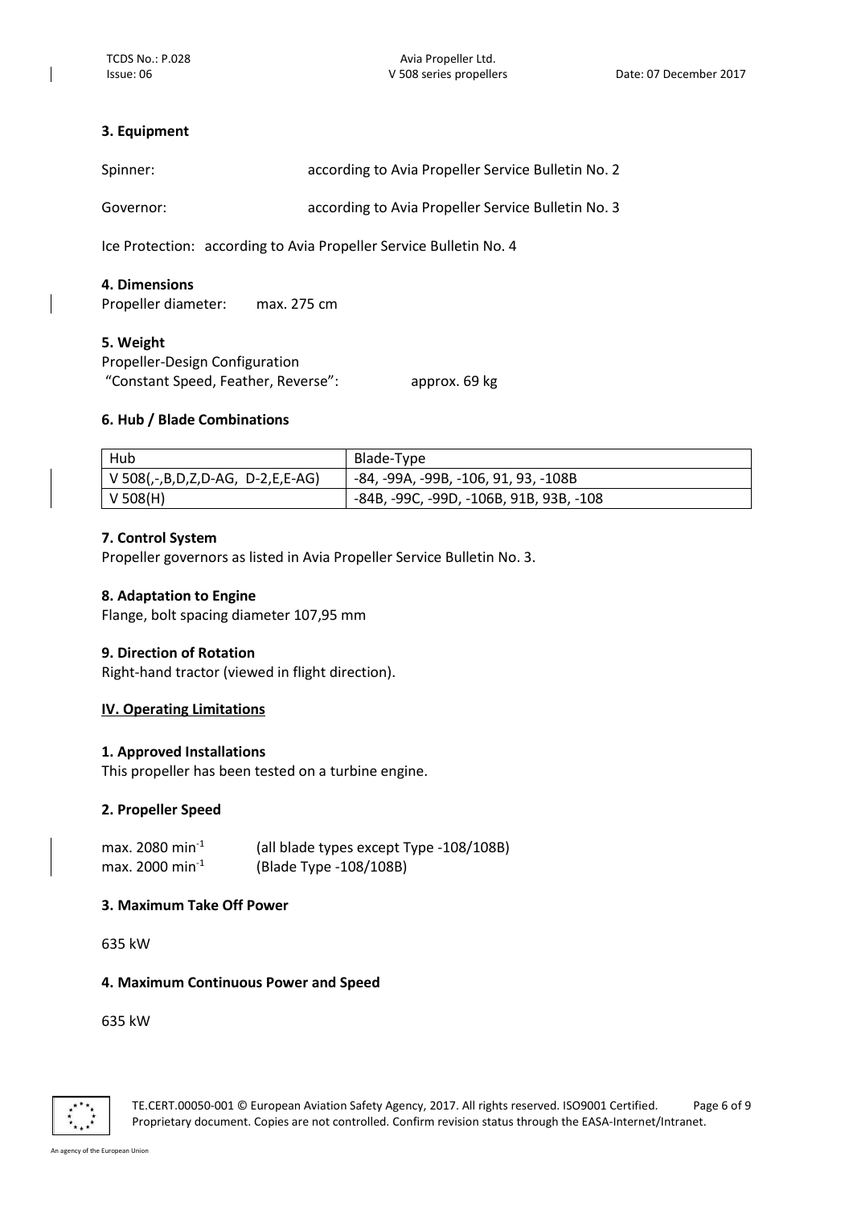### 3. Equipment

Spinner: according to Avia Propeller Service Bulletin No. 2

Governor: according to Avia Propeller Service Bulletin No. 3

Ice Protection: according to Avia Propeller Service Bulletin No. 4

### 4. Dimensions

Propeller diameter: max. 275 cm

### 5. Weight

Propeller-Design Configuration
"Constant Speed, Feather, Reverse": approx. 69 kg

### 6. Hub / Blade Combinations

| Hub | Blade-Type |
|---|---|
| V 508(,-,B,D,Z,D-AG, D-2,E,E-AG) | -84, -99A, -99B, -106, 91, 93, -108B |
| V 508(H) | -84B, -99C, -99D, -106B, 91B, 93B, -108 |

### 7. Control System

Propeller governors as listed in Avia Propeller Service Bulletin No. 3.

### 8. Adaptation to Engine

Flange, bolt spacing diameter 107,95 mm

### 9. Direction of Rotation

Right-hand tractor (viewed in flight direction).

## IV. Operating Limitations

### 1. Approved Installations

This propeller has been tested on a turbine engine.

### 2. Propeller Speed

max. 2080 $min^{-1}$ (all blade types except Type -108/108B)
max. 2000 $min^{-1}$ (Blade Type -108/108B)

### 3. Maximum Take Off Power

635 kW

### 4. Maximum Continuous Power and Speed

635 kW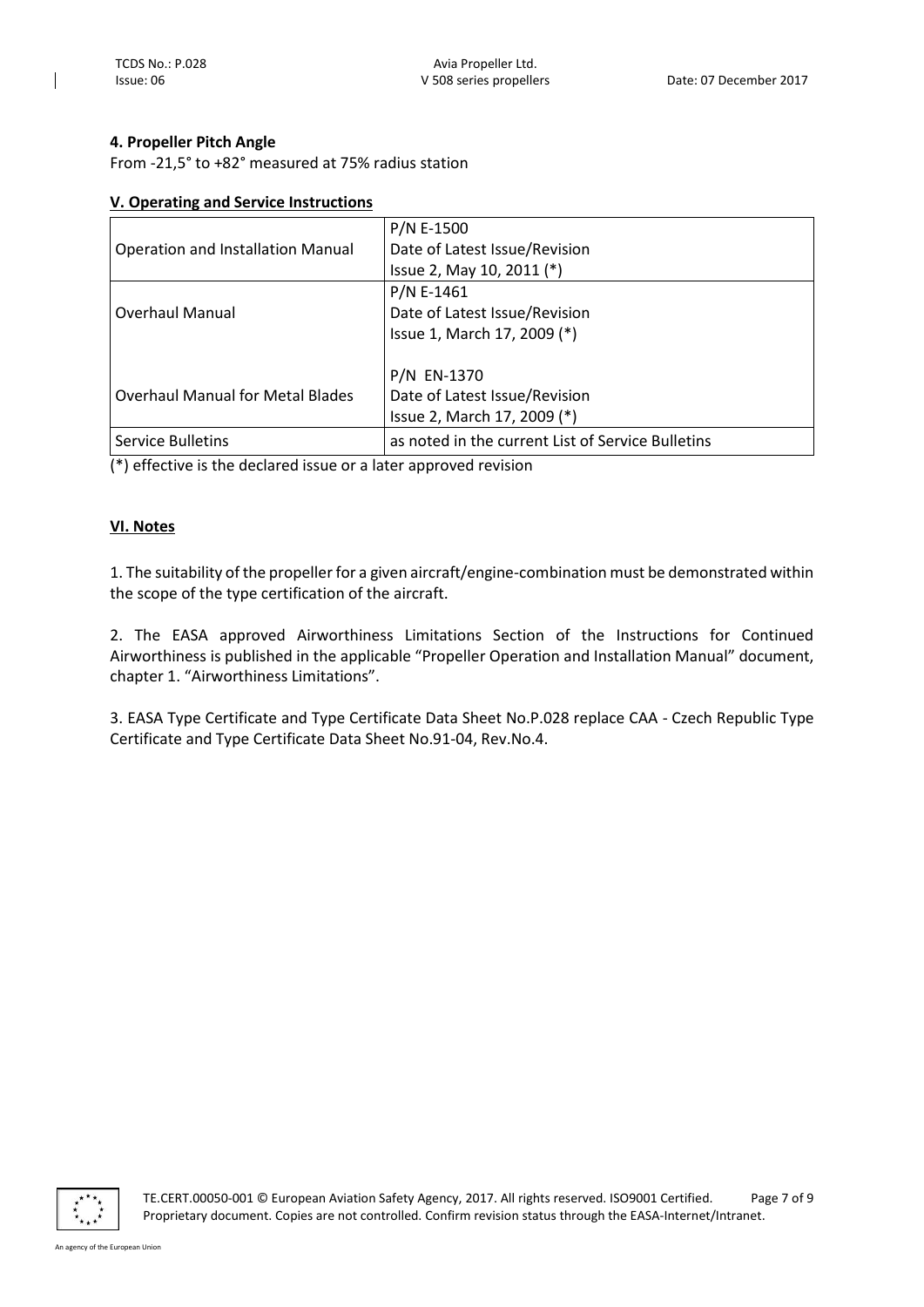#### 4. Propeller Pitch Angle

From -21,5° to +82° measured at 75% radius station

## V. Operating and Service Instructions

| | |
|---|---|
| Operation and Installation Manual | P/N E-1500<br>Date of Latest Issue/Revision<br>Issue 2, May 10, 2011 (*) |
| Overhaul Manual | P/N E-1461<br>Date of Latest Issue/Revision<br>Issue 1, March 17, 2009 (*) |
| Overhaul Manual for Metal Blades | P/N EN-1370<br>Date of Latest Issue/Revision<br>Issue 2, March 17, 2009 (*) |
| Service Bulletins | as noted in the current List of Service Bulletins |

(*) effective is the declared issue or a later approved revision

## VI. Notes

1. The suitability of the propeller for a given aircraft/engine-combination must be demonstrated within the scope of the type certification of the aircraft.

2. The EASA approved Airworthiness Limitations Section of the Instructions for Continued Airworthiness is published in the applicable "Propeller Operation and Installation Manual" document, chapter 1. "Airworthiness Limitations".

3. EASA Type Certificate and Type Certificate Data Sheet No.P.028 replace CAA - Czech Republic Type Certificate and Type Certificate Data Sheet No.91-04, Rev.No.4.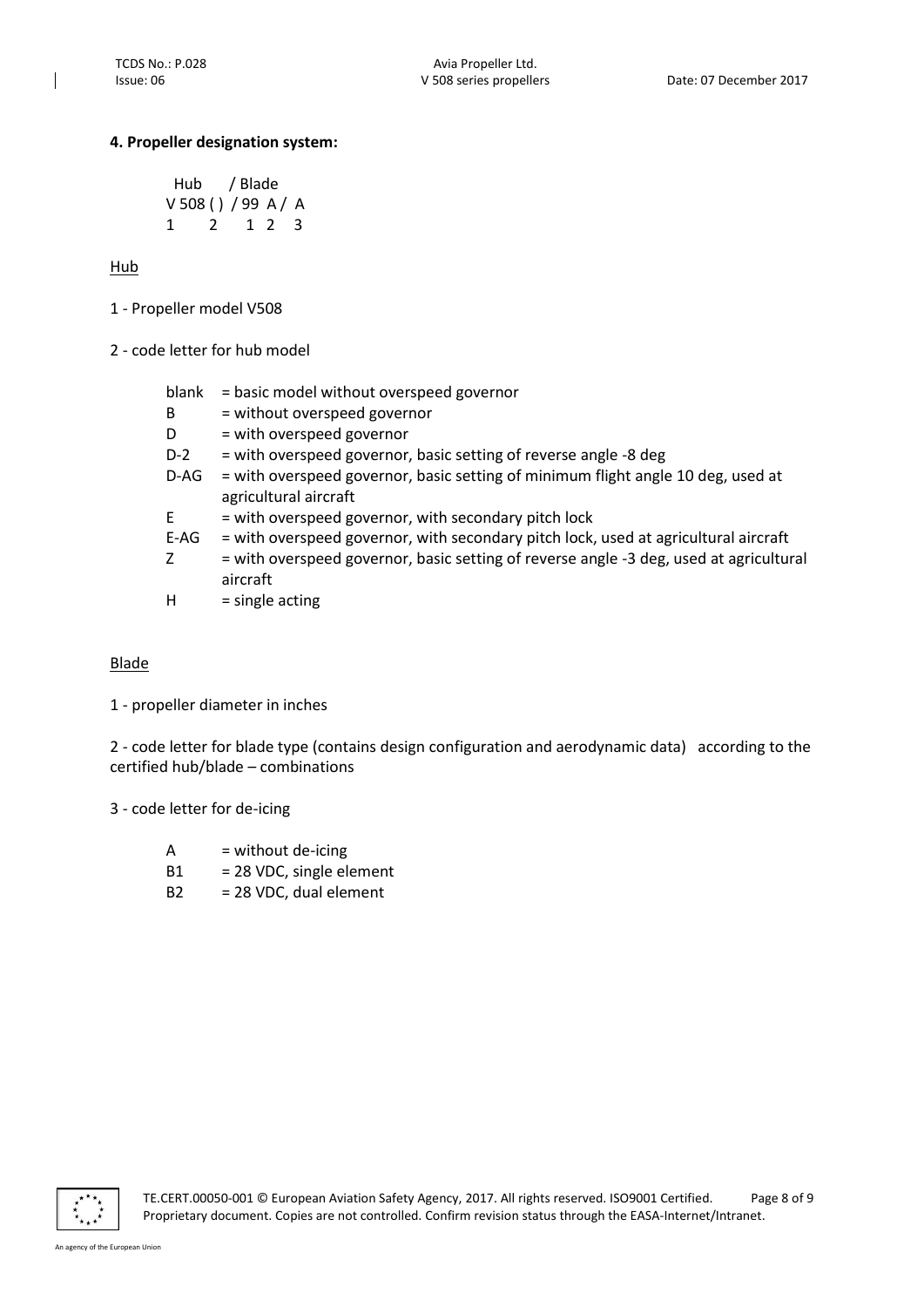**4. Propeller designation system:**

```
 Hub     / Blade
V 508 ( ) / 99  A /  A
1      2    1  2   3
```

Hub

1 - Propeller model V508

2 - code letter for hub model

| | |
|---|---|
| blank | = basic model without overspeed governor |
| B | = without overspeed governor |
| D | = with overspeed governor |
| D-2 | = with overspeed governor, basic setting of reverse angle -8 deg |
| D-AG | = with overspeed governor, basic setting of minimum flight angle 10 deg, used at agricultural aircraft |
| E | = with overspeed governor, with secondary pitch lock |
| E-AG | = with overspeed governor, with secondary pitch lock, used at agricultural aircraft |
| Z | = with overspeed governor, basic setting of reverse angle -3 deg, used at agricultural aircraft |
| H | = single acting |

Blade

1 - propeller diameter in inches

2 - code letter for blade type (contains design configuration and aerodynamic data) according to the certified hub/blade – combinations

3 - code letter for de-icing

| | |
|---|---|
| A | = without de-icing |
| B1 | = 28 VDC, single element |
| B2 | = 28 VDC, dual element |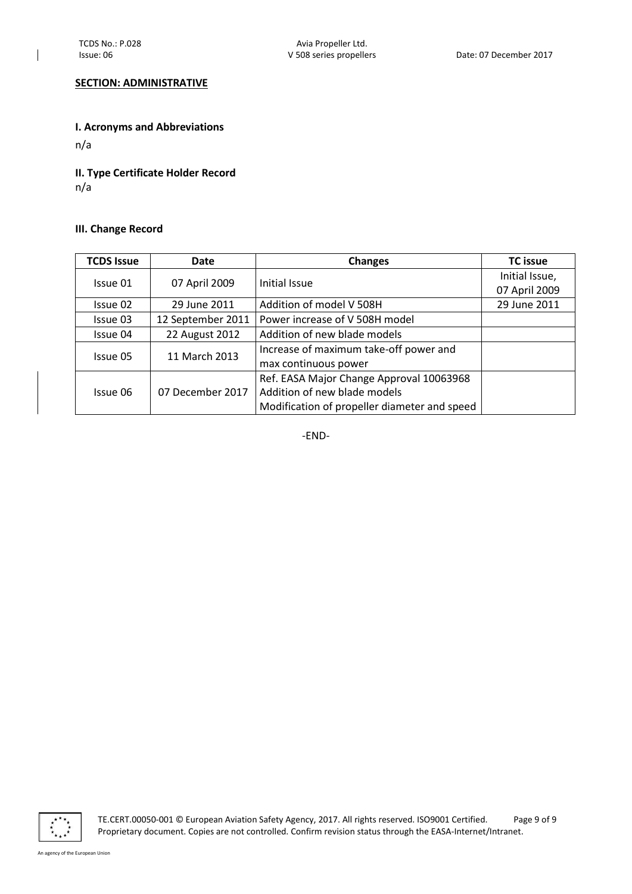**SECTION: ADMINISTRATIVE**

**I. Acronyms and Abbreviations**

n/a

**II. Type Certificate Holder Record**

n/a

**III. Change Record**

| TCDS Issue | Date | Changes | TC issue |
|---|---|---|---|
| Issue 01 | 07 April 2009 | Initial Issue | Initial Issue, 07 April 2009 |
| Issue 02 | 29 June 2011 | Addition of model V 508H | 29 June 2011 |
| Issue 03 | 12 September 2011 | Power increase of V 508H model | |
| Issue 04 | 22 August 2012 | Addition of new blade models | |
| Issue 05 | 11 March 2013 | Increase of maximum take-off power and max continuous power | |
| Issue 06 | 07 December 2017 | Ref. EASA Major Change Approval 10063968<br>Addition of new blade models<br>Modification of propeller diameter and speed | |

-END-